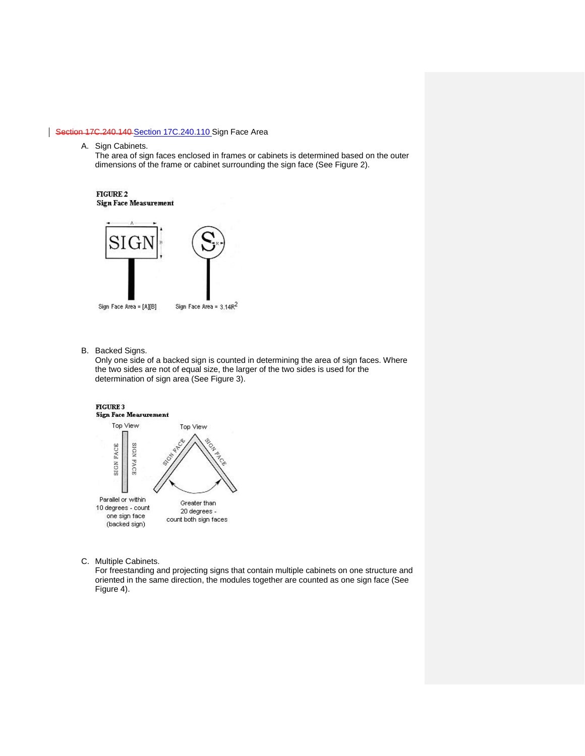~~Section 17C.240.140~~ Section 17C.240.110 Sign Face Area

A. Sign Cabinets.
The area of sign faces enclosed in frames or cabinets is determined based on the outer dimensions of the frame or cabinet surrounding the sign face (See Figure 2).

**FIGURE 2**
**Sign Face Measurement**

Sign Face Area = [A][B]

Sign Face Area = $3.14R^2$

B. Backed Signs.
Only one side of a backed sign is counted in determining the area of sign faces. Where the two sides are not of equal size, the larger of the two sides is used for the determination of sign area (See Figure 3).

**FIGURE 3**
**Sign Face Measurement**

Top View — Parallel or within 10 degrees - count one sign face (backed sign)

Top View — Greater than 20 degrees - count both sign faces

C. Multiple Cabinets.
For freestanding and projecting signs that contain multiple cabinets on one structure and oriented in the same direction, the modules together are counted as one sign face (See Figure 4).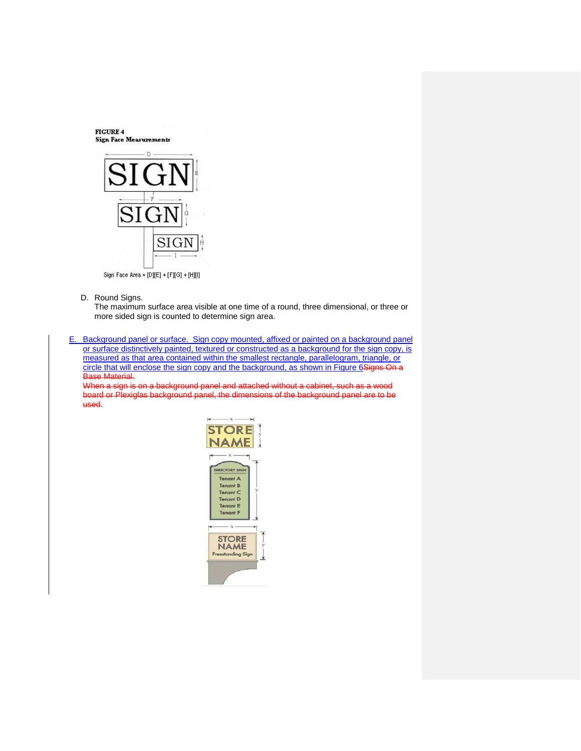**FIGURE 4**
**Sign Face Measurements**

Sign Face Area = [D][E] + [F][G] + [H][I]

D. Round Signs.
The maximum surface area visible at one time of a round, three dimensional, or three or more sided sign is counted to determine sign area.

E. Background panel or surface. Sign copy mounted, affixed or painted on a background panel or surface distinctively painted, textured or constructed as a background for the sign copy, is measured as that area contained within the smallest rectangle, parallelogram, triangle, or circle that will enclose the sign copy and the background, as shown in Figure 6~~Signs On a Base Material.~~
~~When a sign is on a background panel and attached without a cabinet, such as a wood board or Plexiglas background panel, the dimensions of the background panel are to be used~~.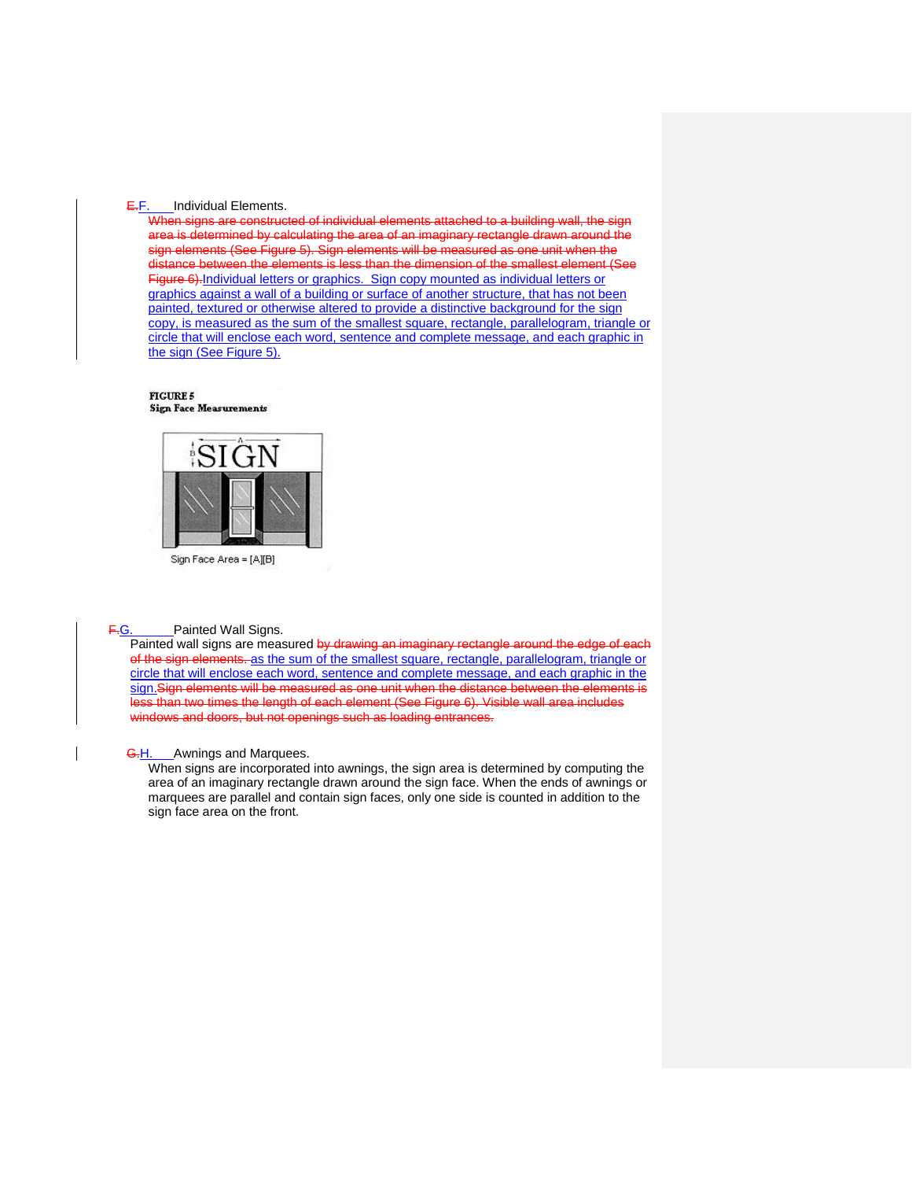~~E.~~F. Individual Elements.

~~When signs are constructed of individual elements attached to a building wall, the sign area is determined by calculating the area of an imaginary rectangle drawn around the sign elements (See Figure 5). Sign elements will be measured as one unit when the distance between the elements is less than the dimension of the smallest element (See Figure 6).~~Individual letters or graphics. Sign copy mounted as individual letters or graphics against a wall of a building or surface of another structure, that has not been painted, textured or otherwise altered to provide a distinctive background for the sign copy, is measured as the sum of the smallest square, rectangle, parallelogram, triangle or circle that will enclose each word, sentence and complete message, and each graphic in the sign (See Figure 5).

**FIGURE 5**
**Sign Face Measurements**

SIGN

Sign Face Area = [A][B]

~~F.~~G. Painted Wall Signs.

Painted wall signs are measured ~~by drawing an imaginary rectangle around the edge of each of the sign elements.~~ as the sum of the smallest square, rectangle, parallelogram, triangle or circle that will enclose each word, sentence and complete message, and each graphic in the sign.~~Sign elements will be measured as one unit when the distance between the elements is less than two times the length of each element (See Figure 6). Visible wall area includes windows and doors, but not openings such as loading entrances.~~

~~G.~~H. Awnings and Marquees.

When signs are incorporated into awnings, the sign area is determined by computing the area of an imaginary rectangle drawn around the sign face. When the ends of awnings or marquees are parallel and contain sign faces, only one side is counted in addition to the sign face area on the front.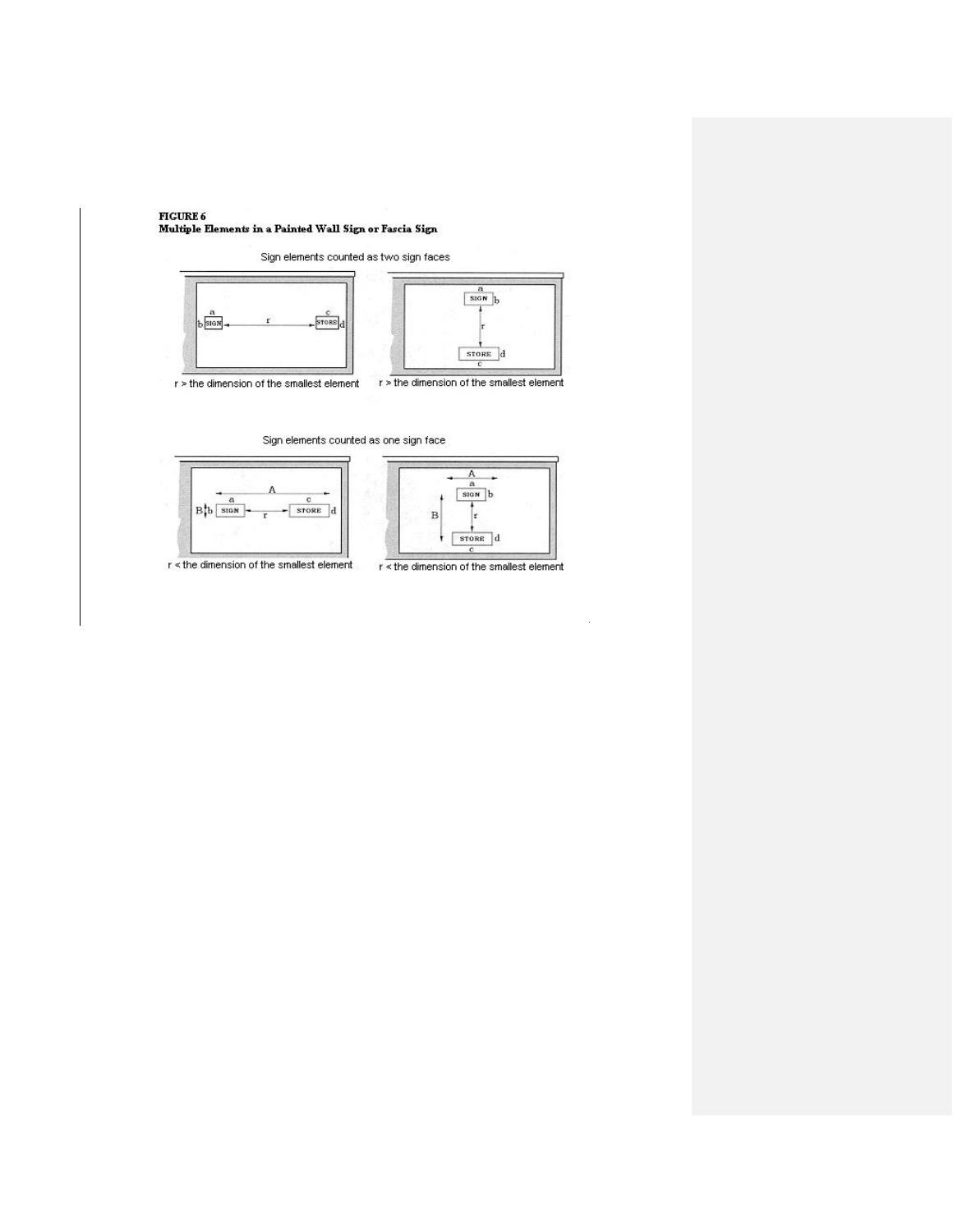**FIGURE 6**
**Multiple Elements in a Painted Wall Sign or Fascia Sign**

Sign elements counted as two sign faces

a
b SIGN
r
c
STORE d

r > the dimension of the smallest element

a
SIGN b
r
STORE d
c

r > the dimension of the smallest element

Sign elements counted as one sign face

A
a
c
B b SIGN
r
STORE d

r < the dimension of the smallest element

A
a
SIGN b
B
r
STORE d
c

r < the dimension of the smallest element